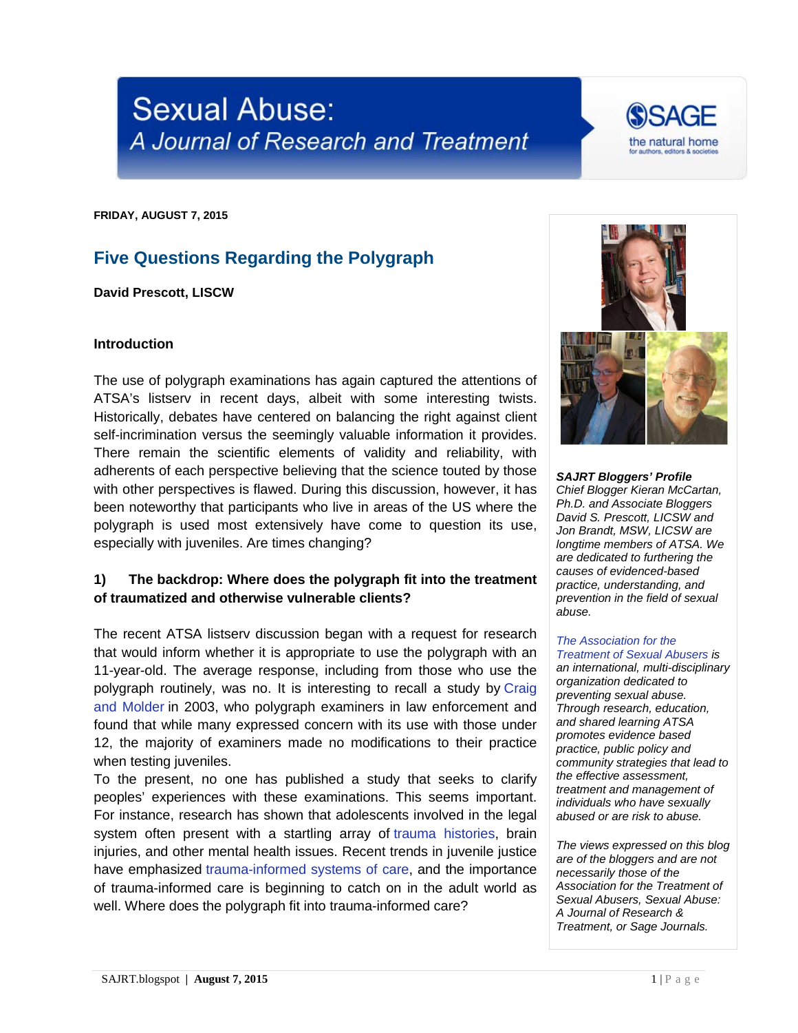# Sexual Abuse: A Journal of Research and Treatment

SAGE the natural home for authors, editors & societies

**FRIDAY, AUGUST 7, 2015**

## Five Questions Regarding the Polygraph

**David Prescott, LISCW**

### Introduction

The use of polygraph examinations has again captured the attentions of ATSA's listserv in recent days, albeit with some interesting twists. Historically, debates have centered on balancing the right against client self-incrimination versus the seemingly valuable information it provides. There remain the scientific elements of validity and reliability, with adherents of each perspective believing that the science touted by those with other perspectives is flawed. During this discussion, however, it has been noteworthy that participants who live in areas of the US where the polygraph is used most extensively have come to question its use, especially with juveniles. Are times changing?

### 1) The backdrop: Where does the polygraph fit into the treatment of traumatized and otherwise vulnerable clients?

The recent ATSA listserv discussion began with a request for research that would inform whether it is appropriate to use the polygraph with an 11-year-old. The average response, including from those who use the polygraph routinely, was no. It is interesting to recall a study by Craig and Molder in 2003, who polygraph examiners in law enforcement and found that while many expressed concern with its use with those under 12, the majority of examiners made no modifications to their practice when testing juveniles.

To the present, no one has published a study that seeks to clarify peoples' experiences with these examinations. This seems important. For instance, research has shown that adolescents involved in the legal system often present with a startling array of trauma histories, brain injuries, and other mental health issues. Recent trends in juvenile justice have emphasized trauma-informed systems of care, and the importance of trauma-informed care is beginning to catch on in the adult world as well. Where does the polygraph fit into trauma-informed care?

***SAJRT Bloggers' Profile***
*Chief Blogger Kieran McCartan, Ph.D. and Associate Bloggers David S. Prescott, LICSW and Jon Brandt, MSW, LICSW are longtime members of ATSA. We are dedicated to furthering the causes of evidenced-based practice, understanding, and prevention in the field of sexual abuse.*

*The Association for the Treatment of Sexual Abusers is an international, multi-disciplinary organization dedicated to preventing sexual abuse. Through research, education, and shared learning ATSA promotes evidence based practice, public policy and community strategies that lead to the effective assessment, treatment and management of individuals who have sexually abused or are risk to abuse.*

*The views expressed on this blog are of the bloggers and are not necessarily those of the Association for the Treatment of Sexual Abusers, Sexual Abuse: A Journal of Research & Treatment, or Sage Journals.*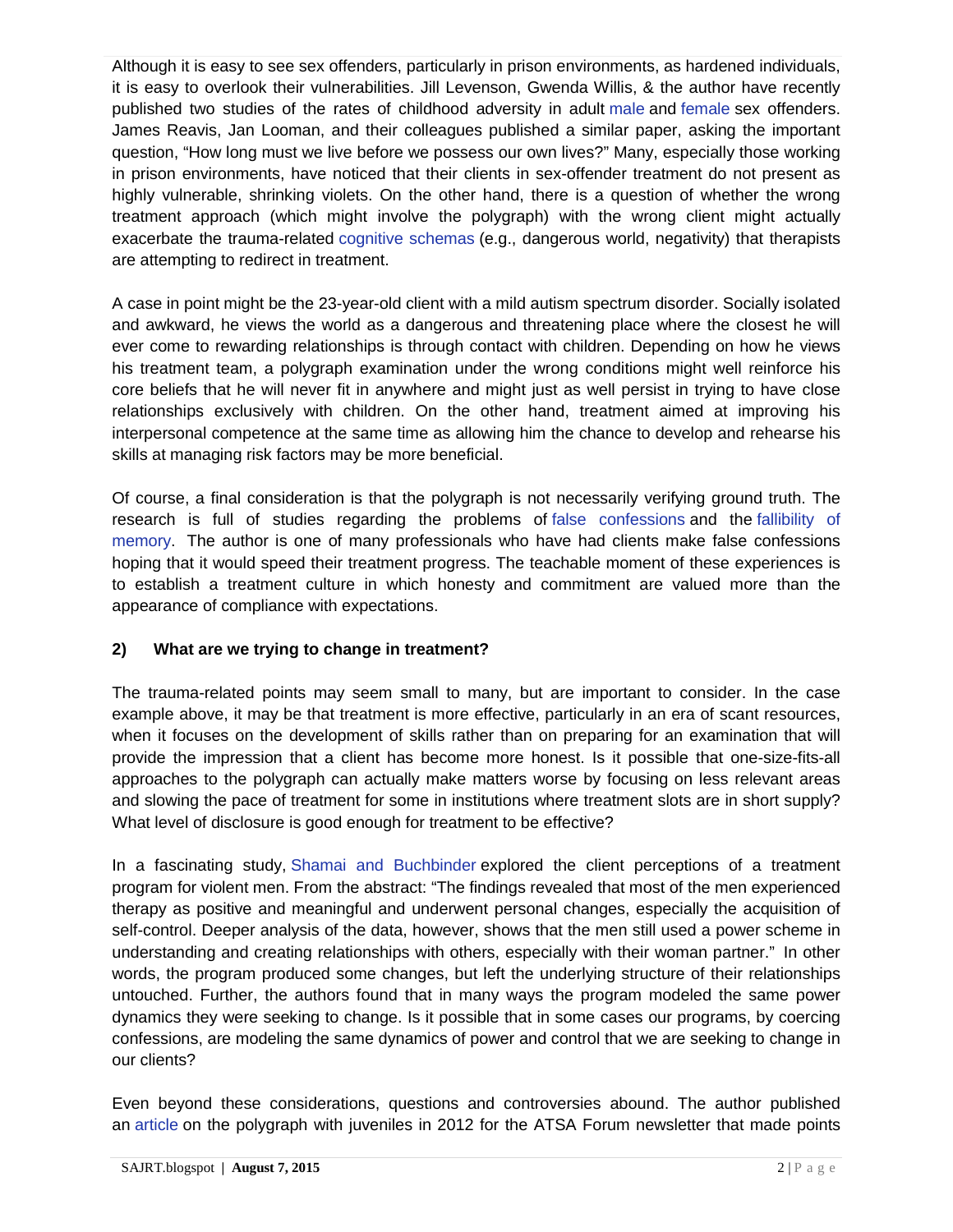Although it is easy to see sex offenders, particularly in prison environments, as hardened individuals, it is easy to overlook their vulnerabilities. Jill Levenson, Gwenda Willis, & the author have recently published two studies of the rates of childhood adversity in adult male and female sex offenders. James Reavis, Jan Looman, and their colleagues published a similar paper, asking the important question, "How long must we live before we possess our own lives?" Many, especially those working in prison environments, have noticed that their clients in sex-offender treatment do not present as highly vulnerable, shrinking violets. On the other hand, there is a question of whether the wrong treatment approach (which might involve the polygraph) with the wrong client might actually exacerbate the trauma-related cognitive schemas (e.g., dangerous world, negativity) that therapists are attempting to redirect in treatment.

A case in point might be the 23-year-old client with a mild autism spectrum disorder. Socially isolated and awkward, he views the world as a dangerous and threatening place where the closest he will ever come to rewarding relationships is through contact with children. Depending on how he views his treatment team, a polygraph examination under the wrong conditions might well reinforce his core beliefs that he will never fit in anywhere and might just as well persist in trying to have close relationships exclusively with children. On the other hand, treatment aimed at improving his interpersonal competence at the same time as allowing him the chance to develop and rehearse his skills at managing risk factors may be more beneficial.

Of course, a final consideration is that the polygraph is not necessarily verifying ground truth. The research is full of studies regarding the problems of false confessions and the fallibility of memory. The author is one of many professionals who have had clients make false confessions hoping that it would speed their treatment progress. The teachable moment of these experiences is to establish a treatment culture in which honesty and commitment are valued more than the appearance of compliance with expectations.

**2) What are we trying to change in treatment?**

The trauma-related points may seem small to many, but are important to consider. In the case example above, it may be that treatment is more effective, particularly in an era of scant resources, when it focuses on the development of skills rather than on preparing for an examination that will provide the impression that a client has become more honest. Is it possible that one-size-fits-all approaches to the polygraph can actually make matters worse by focusing on less relevant areas and slowing the pace of treatment for some in institutions where treatment slots are in short supply? What level of disclosure is good enough for treatment to be effective?

In a fascinating study, Shamai and Buchbinder explored the client perceptions of a treatment program for violent men. From the abstract: "The findings revealed that most of the men experienced therapy as positive and meaningful and underwent personal changes, especially the acquisition of self-control. Deeper analysis of the data, however, shows that the men still used a power scheme in understanding and creating relationships with others, especially with their woman partner." In other words, the program produced some changes, but left the underlying structure of their relationships untouched. Further, the authors found that in many ways the program modeled the same power dynamics they were seeking to change. Is it possible that in some cases our programs, by coercing confessions, are modeling the same dynamics of power and control that we are seeking to change in our clients?

Even beyond these considerations, questions and controversies abound. The author published an article on the polygraph with juveniles in 2012 for the ATSA Forum newsletter that made points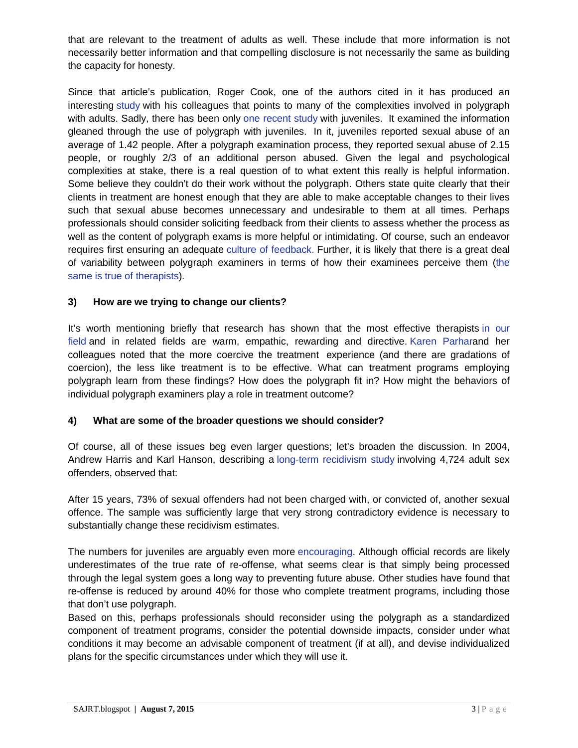that are relevant to the treatment of adults as well. These include that more information is not necessarily better information and that compelling disclosure is not necessarily the same as building the capacity for honesty.

Since that article's publication, Roger Cook, one of the authors cited in it has produced an interesting study with his colleagues that points to many of the complexities involved in polygraph with adults. Sadly, there has been only one recent study with juveniles. It examined the information gleaned through the use of polygraph with juveniles. In it, juveniles reported sexual abuse of an average of 1.42 people. After a polygraph examination process, they reported sexual abuse of 2.15 people, or roughly 2/3 of an additional person abused. Given the legal and psychological complexities at stake, there is a real question of to what extent this really is helpful information. Some believe they couldn't do their work without the polygraph. Others state quite clearly that their clients in treatment are honest enough that they are able to make acceptable changes to their lives such that sexual abuse becomes unnecessary and undesirable to them at all times. Perhaps professionals should consider soliciting feedback from their clients to assess whether the process as well as the content of polygraph exams is more helpful or intimidating. Of course, such an endeavor requires first ensuring an adequate culture of feedback. Further, it is likely that there is a great deal of variability between polygraph examiners in terms of how their examinees perceive them (the same is true of therapists).

### 3) How are we trying to change our clients?

It's worth mentioning briefly that research has shown that the most effective therapists in our field and in related fields are warm, empathic, rewarding and directive. Karen Parharand her colleagues noted that the more coercive the treatment experience (and there are gradations of coercion), the less like treatment is to be effective. What can treatment programs employing polygraph learn from these findings? How does the polygraph fit in? How might the behaviors of individual polygraph examiners play a role in treatment outcome?

### 4) What are some of the broader questions we should consider?

Of course, all of these issues beg even larger questions; let's broaden the discussion. In 2004, Andrew Harris and Karl Hanson, describing a long-term recidivism study involving 4,724 adult sex offenders, observed that:

After 15 years, 73% of sexual offenders had not been charged with, or convicted of, another sexual offence. The sample was sufficiently large that very strong contradictory evidence is necessary to substantially change these recidivism estimates.

The numbers for juveniles are arguably even more encouraging. Although official records are likely underestimates of the true rate of re-offense, what seems clear is that simply being processed through the legal system goes a long way to preventing future abuse. Other studies have found that re-offense is reduced by around 40% for those who complete treatment programs, including those that don't use polygraph.

Based on this, perhaps professionals should reconsider using the polygraph as a standardized component of treatment programs, consider the potential downside impacts, consider under what conditions it may become an advisable component of treatment (if at all), and devise individualized plans for the specific circumstances under which they will use it.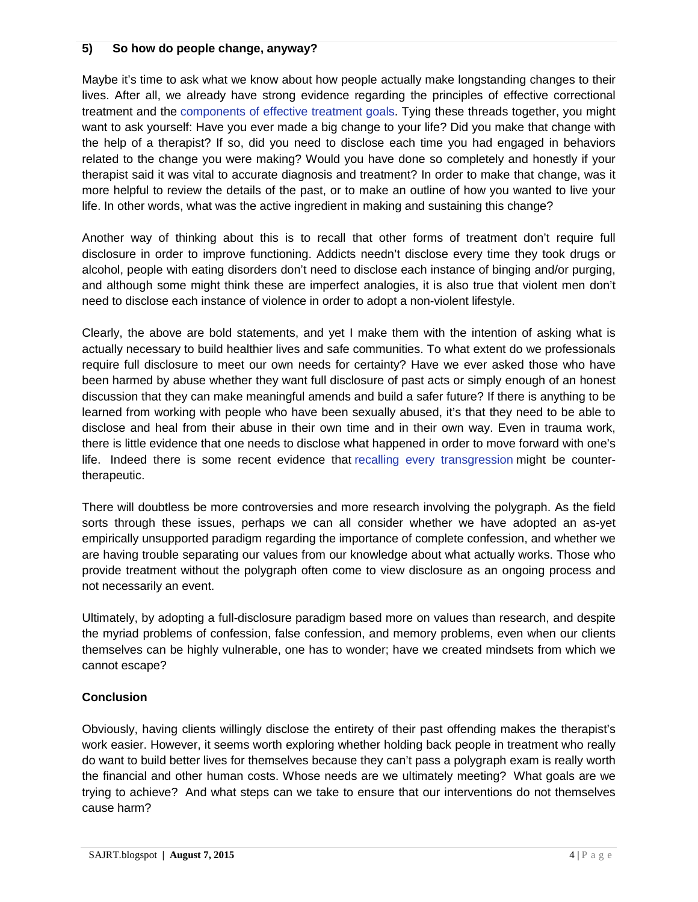### 5) So how do people change, anyway?

Maybe it's time to ask what we know about how people actually make longstanding changes to their lives. After all, we already have strong evidence regarding the principles of effective correctional treatment and the components of effective treatment goals. Tying these threads together, you might want to ask yourself: Have you ever made a big change to your life? Did you make that change with the help of a therapist? If so, did you need to disclose each time you had engaged in behaviors related to the change you were making? Would you have done so completely and honestly if your therapist said it was vital to accurate diagnosis and treatment? In order to make that change, was it more helpful to review the details of the past, or to make an outline of how you wanted to live your life. In other words, what was the active ingredient in making and sustaining this change?

Another way of thinking about this is to recall that other forms of treatment don't require full disclosure in order to improve functioning. Addicts needn't disclose every time they took drugs or alcohol, people with eating disorders don't need to disclose each instance of binging and/or purging, and although some might think these are imperfect analogies, it is also true that violent men don't need to disclose each instance of violence in order to adopt a non-violent lifestyle.

Clearly, the above are bold statements, and yet I make them with the intention of asking what is actually necessary to build healthier lives and safe communities. To what extent do we professionals require full disclosure to meet our own needs for certainty? Have we ever asked those who have been harmed by abuse whether they want full disclosure of past acts or simply enough of an honest discussion that they can make meaningful amends and build a safer future? If there is anything to be learned from working with people who have been sexually abused, it's that they need to be able to disclose and heal from their abuse in their own time and in their own way. Even in trauma work, there is little evidence that one needs to disclose what happened in order to move forward with one's life. Indeed there is some recent evidence that recalling every transgression might be counter-therapeutic.

There will doubtless be more controversies and more research involving the polygraph. As the field sorts through these issues, perhaps we can all consider whether we have adopted an as-yet empirically unsupported paradigm regarding the importance of complete confession, and whether we are having trouble separating our values from our knowledge about what actually works. Those who provide treatment without the polygraph often come to view disclosure as an ongoing process and not necessarily an event.

Ultimately, by adopting a full-disclosure paradigm based more on values than research, and despite the myriad problems of confession, false confession, and memory problems, even when our clients themselves can be highly vulnerable, one has to wonder; have we created mindsets from which we cannot escape?

### Conclusion

Obviously, having clients willingly disclose the entirety of their past offending makes the therapist's work easier. However, it seems worth exploring whether holding back people in treatment who really do want to build better lives for themselves because they can't pass a polygraph exam is really worth the financial and other human costs. Whose needs are we ultimately meeting? What goals are we trying to achieve? And what steps can we take to ensure that our interventions do not themselves cause harm?